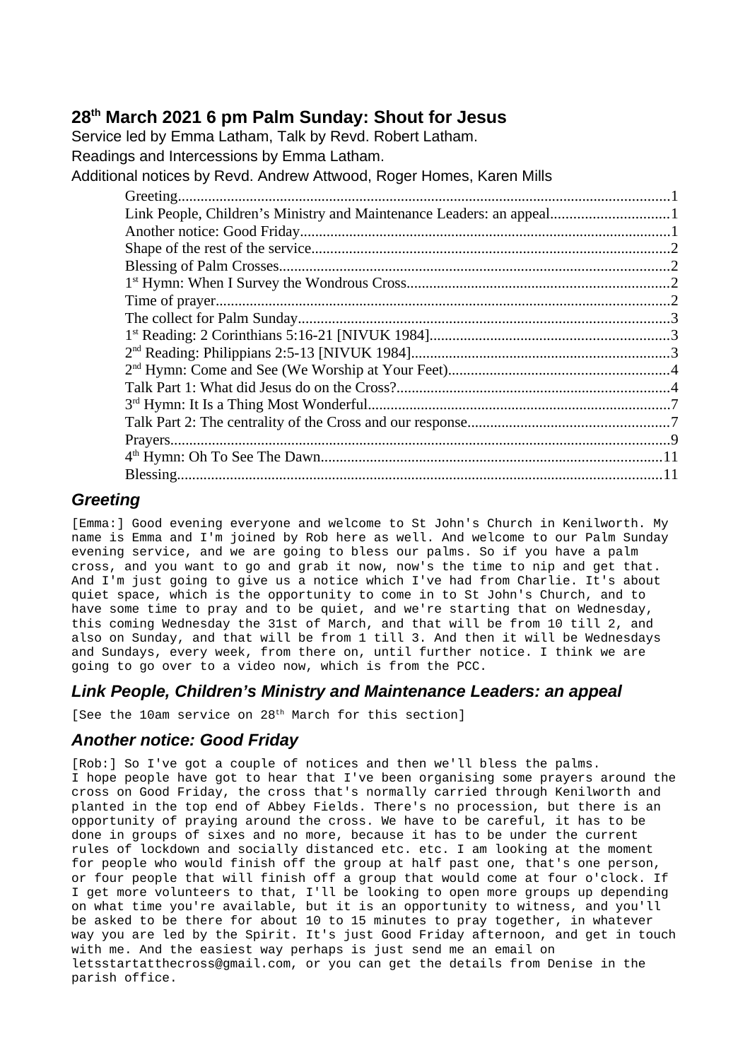## 28th March 2021 6 pm Palm Sunday: Shout for Jesus

Service led by Emma Latham, Talk by Revd. Robert Latham.

Readings and Intercessions by Emma Latham.

Additional notices by Revd. Andrew Attwood, Roger Homes, Karen Mills

- Greeting....1
- Link People, Children's Ministry and Maintenance Leaders: an appeal....1
- Another notice: Good Friday....1
- Shape of the rest of the service....2
- Blessing of Palm Crosses....2
- 1st Hymn: When I Survey the Wondrous Cross....2
- Time of prayer....2
- The collect for Palm Sunday....3
- 1st Reading: 2 Corinthians 5:16-21 [NIVUK 1984]....3
- 2nd Reading: Philippians 2:5-13 [NIVUK 1984]....3
- 2nd Hymn: Come and See (We Worship at Your Feet)....4
- Talk Part 1: What did Jesus do on the Cross?....4
- 3rd Hymn: It Is a Thing Most Wonderful....7
- Talk Part 2: The centrality of the Cross and our response....7
- Prayers....9
- 4th Hymn: Oh To See The Dawn....11
- Blessing....11

### *Greeting*

[Emma:] Good evening everyone and welcome to St John's Church in Kenilworth. My name is Emma and I'm joined by Rob here as well. And welcome to our Palm Sunday evening service, and we are going to bless our palms. So if you have a palm cross, and you want to go and grab it now, now's the time to nip and get that. And I'm just going to give us a notice which I've had from Charlie. It's about quiet space, which is the opportunity to come in to St John's Church, and to have some time to pray and to be quiet, and we're starting that on Wednesday, this coming Wednesday the 31st of March, and that will be from 10 till 2, and also on Sunday, and that will be from 1 till 3. And then it will be Wednesdays and Sundays, every week, from there on, until further notice. I think we are going to go over to a video now, which is from the PCC.

### *Link People, Children's Ministry and Maintenance Leaders: an appeal*

[See the 10am service on 28th March for this section]

### *Another notice: Good Friday*

[Rob:] So I've got a couple of notices and then we'll bless the palms.
I hope people have got to hear that I've been organising some prayers around the cross on Good Friday, the cross that's normally carried through Kenilworth and planted in the top end of Abbey Fields. There's no procession, but there is an opportunity of praying around the cross. We have to be careful, it has to be done in groups of sixes and no more, because it has to be under the current rules of lockdown and socially distanced etc. etc. I am looking at the moment for people who would finish off the group at half past one, that's one person, or four people that will finish off a group that would come at four o'clock. If I get more volunteers to that, I'll be looking to open more groups up depending on what time you're available, but it is an opportunity to witness, and you'll be asked to be there for about 10 to 15 minutes to pray together, in whatever way you are led by the Spirit. It's just Good Friday afternoon, and get in touch with me. And the easiest way perhaps is just send me an email on letsstartatthecross@gmail.com, or you can get the details from Denise in the parish office.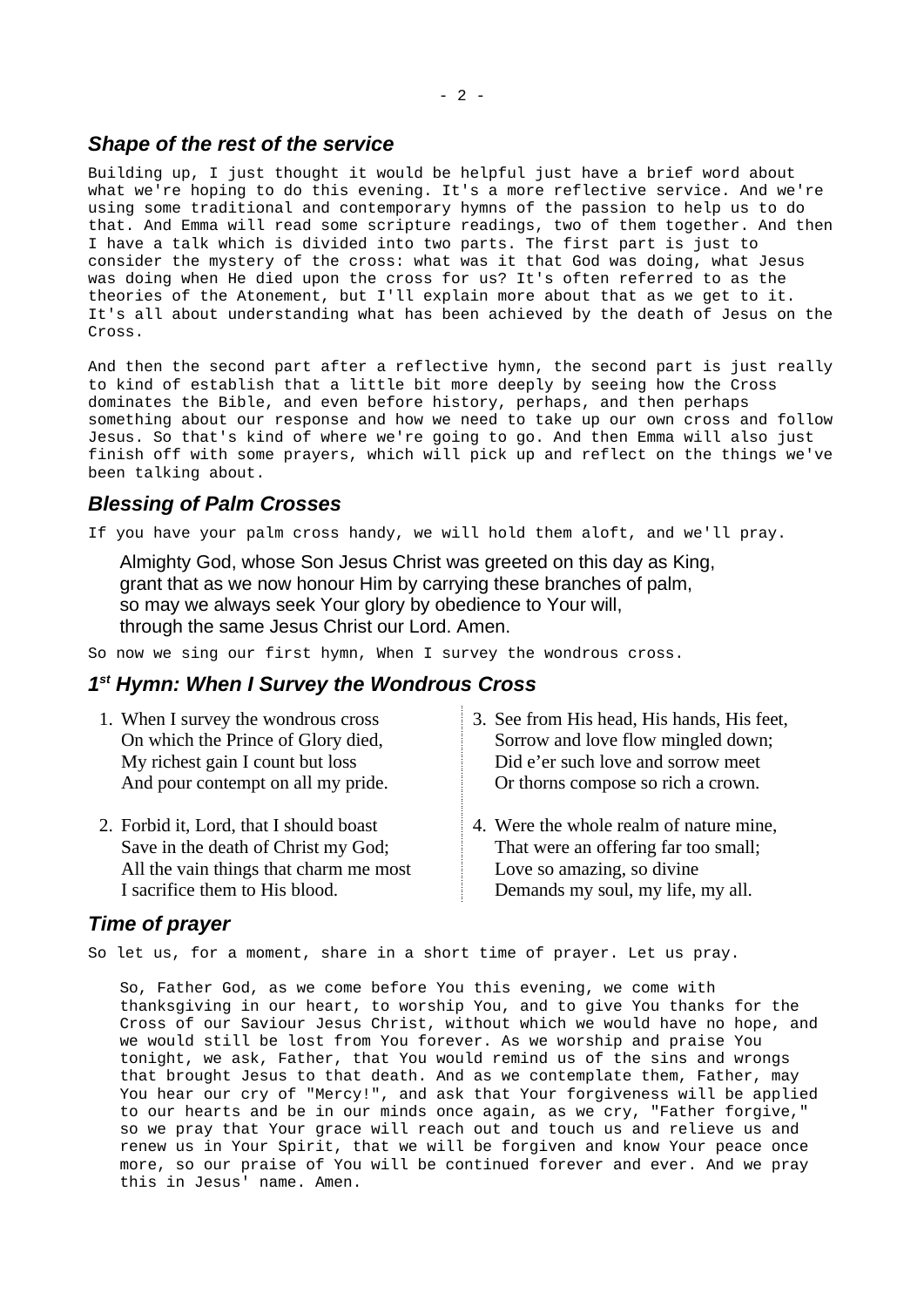## *Shape of the rest of the service*

Building up, I just thought it would be helpful just have a brief word about what we're hoping to do this evening. It's a more reflective service. And we're using some traditional and contemporary hymns of the passion to help us to do that. And Emma will read some scripture readings, two of them together. And then I have a talk which is divided into two parts. The first part is just to consider the mystery of the cross: what was it that God was doing, what Jesus was doing when He died upon the cross for us? It's often referred to as the theories of the Atonement, but I'll explain more about that as we get to it. It's all about understanding what has been achieved by the death of Jesus on the Cross.

And then the second part after a reflective hymn, the second part is just really to kind of establish that a little bit more deeply by seeing how the Cross dominates the Bible, and even before history, perhaps, and then perhaps something about our response and how we need to take up our own cross and follow Jesus. So that's kind of where we're going to go. And then Emma will also just finish off with some prayers, which will pick up and reflect on the things we've been talking about.

## *Blessing of Palm Crosses*

If you have your palm cross handy, we will hold them aloft, and we'll pray.

> Almighty God, whose Son Jesus Christ was greeted on this day as King,
> grant that as we now honour Him by carrying these branches of palm,
> so may we always seek Your glory by obedience to Your will,
> through the same Jesus Christ our Lord. Amen.

So now we sing our first hymn, When I survey the wondrous cross.

## *1st Hymn: When I Survey the Wondrous Cross*

1. When I survey the wondrous cross
   On which the Prince of Glory died,
   My richest gain I count but loss
   And pour contempt on all my pride.

2. Forbid it, Lord, that I should boast
   Save in the death of Christ my God;
   All the vain things that charm me most
   I sacrifice them to His blood.

3. See from His head, His hands, His feet,
   Sorrow and love flow mingled down;
   Did e'er such love and sorrow meet
   Or thorns compose so rich a crown.

4. Were the whole realm of nature mine,
   That were an offering far too small;
   Love so amazing, so divine
   Demands my soul, my life, my all.

## *Time of prayer*

So let us, for a moment, share in a short time of prayer. Let us pray.

> So, Father God, as we come before You this evening, we come with thanksgiving in our heart, to worship You, and to give You thanks for the Cross of our Saviour Jesus Christ, without which we would have no hope, and we would still be lost from You forever. As we worship and praise You tonight, we ask, Father, that You would remind us of the sins and wrongs that brought Jesus to that death. And as we contemplate them, Father, may You hear our cry of "Mercy!", and ask that Your forgiveness will be applied to our hearts and be in our minds once again, as we cry, "Father forgive," so we pray that Your grace will reach out and touch us and relieve us and renew us in Your Spirit, that we will be forgiven and know Your peace once more, so our praise of You will be continued forever and ever. And we pray this in Jesus' name. Amen.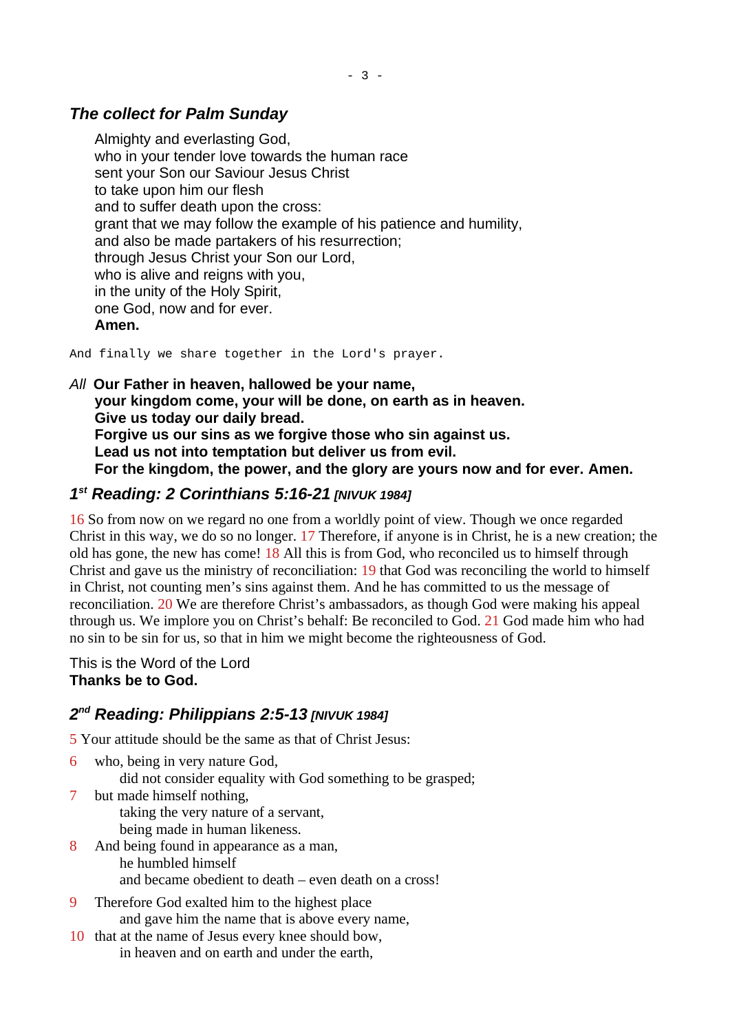### *The collect for Palm Sunday*

Almighty and everlasting God,
who in your tender love towards the human race
sent your Son our Saviour Jesus Christ
to take upon him our flesh
and to suffer death upon the cross:
grant that we may follow the example of his patience and humility,
and also be made partakers of his resurrection;
through Jesus Christ your Son our Lord,
who is alive and reigns with you,
in the unity of the Holy Spirit,
one God, now and for ever.
**Amen.**

```
And finally we share together in the Lord's prayer.
```

*All* **Our Father in heaven, hallowed be your name,
your kingdom come, your will be done, on earth as in heaven.
Give us today our daily bread.
Forgive us our sins as we forgive those who sin against us.
Lead us not into temptation but deliver us from evil.
For the kingdom, the power, and the glory are yours now and for ever. Amen.**

### *1st Reading: 2 Corinthians 5:16-21 [NIVUK 1984]*

16 So from now on we regard no one from a worldly point of view. Though we once regarded Christ in this way, we do so no longer. 17 Therefore, if anyone is in Christ, he is a new creation; the old has gone, the new has come! 18 All this is from God, who reconciled us to himself through Christ and gave us the ministry of reconciliation: 19 that God was reconciling the world to himself in Christ, not counting men's sins against them. And he has committed to us the message of reconciliation. 20 We are therefore Christ's ambassadors, as though God were making his appeal through us. We implore you on Christ's behalf: Be reconciled to God. 21 God made him who had no sin to be sin for us, so that in him we might become the righteousness of God.

This is the Word of the Lord
**Thanks be to God.**

### *2nd Reading: Philippians 2:5-13 [NIVUK 1984]*

5 Your attitude should be the same as that of Christ Jesus:

6 who, being in very nature God,
did not consider equality with God something to be grasped;
7 but made himself nothing,
taking the very nature of a servant,
being made in human likeness.
8 And being found in appearance as a man,
he humbled himself
and became obedient to death – even death on a cross!

9 Therefore God exalted him to the highest place
and gave him the name that is above every name,
10 that at the name of Jesus every knee should bow,
in heaven and on earth and under the earth,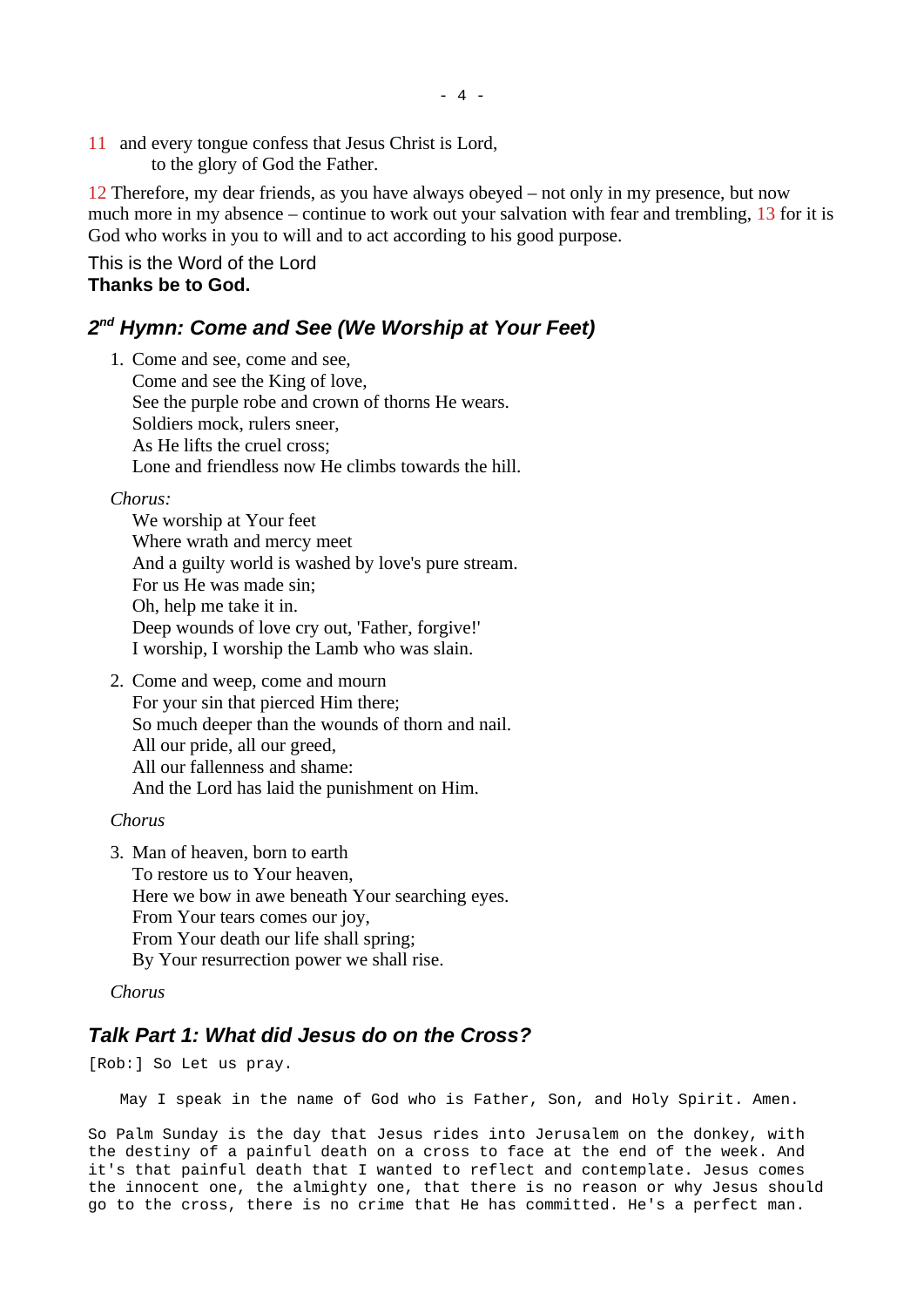11 and every tongue confess that Jesus Christ is Lord,
to the glory of God the Father.

12 Therefore, my dear friends, as you have always obeyed – not only in my presence, but now much more in my absence – continue to work out your salvation with fear and trembling, 13 for it is God who works in you to will and to act according to his good purpose.

This is the Word of the Lord
**Thanks be to God.**

## *2nd Hymn: Come and See (We Worship at Your Feet)*

1. Come and see, come and see,
   Come and see the King of love,
   See the purple robe and crown of thorns He wears.
   Soldiers mock, rulers sneer,
   As He lifts the cruel cross;
   Lone and friendless now He climbs towards the hill.

*Chorus:*
We worship at Your feet
Where wrath and mercy meet
And a guilty world is washed by love's pure stream.
For us He was made sin;
Oh, help me take it in.
Deep wounds of love cry out, 'Father, forgive!'
I worship, I worship the Lamb who was slain.

2. Come and weep, come and mourn
   For your sin that pierced Him there;
   So much deeper than the wounds of thorn and nail.
   All our pride, all our greed,
   All our fallenness and shame:
   And the Lord has laid the punishment on Him.

*Chorus*

3. Man of heaven, born to earth
   To restore us to Your heaven,
   Here we bow in awe beneath Your searching eyes.
   From Your tears comes our joy,
   From Your death our life shall spring;
   By Your resurrection power we shall rise.

*Chorus*

## *Talk Part 1: What did Jesus do on the Cross?*

[Rob:] So Let us pray.

May I speak in the name of God who is Father, Son, and Holy Spirit. Amen.

So Palm Sunday is the day that Jesus rides into Jerusalem on the donkey, with the destiny of a painful death on a cross to face at the end of the week. And it's that painful death that I wanted to reflect and contemplate. Jesus comes the innocent one, the almighty one, that there is no reason or why Jesus should go to the cross, there is no crime that He has committed. He's a perfect man.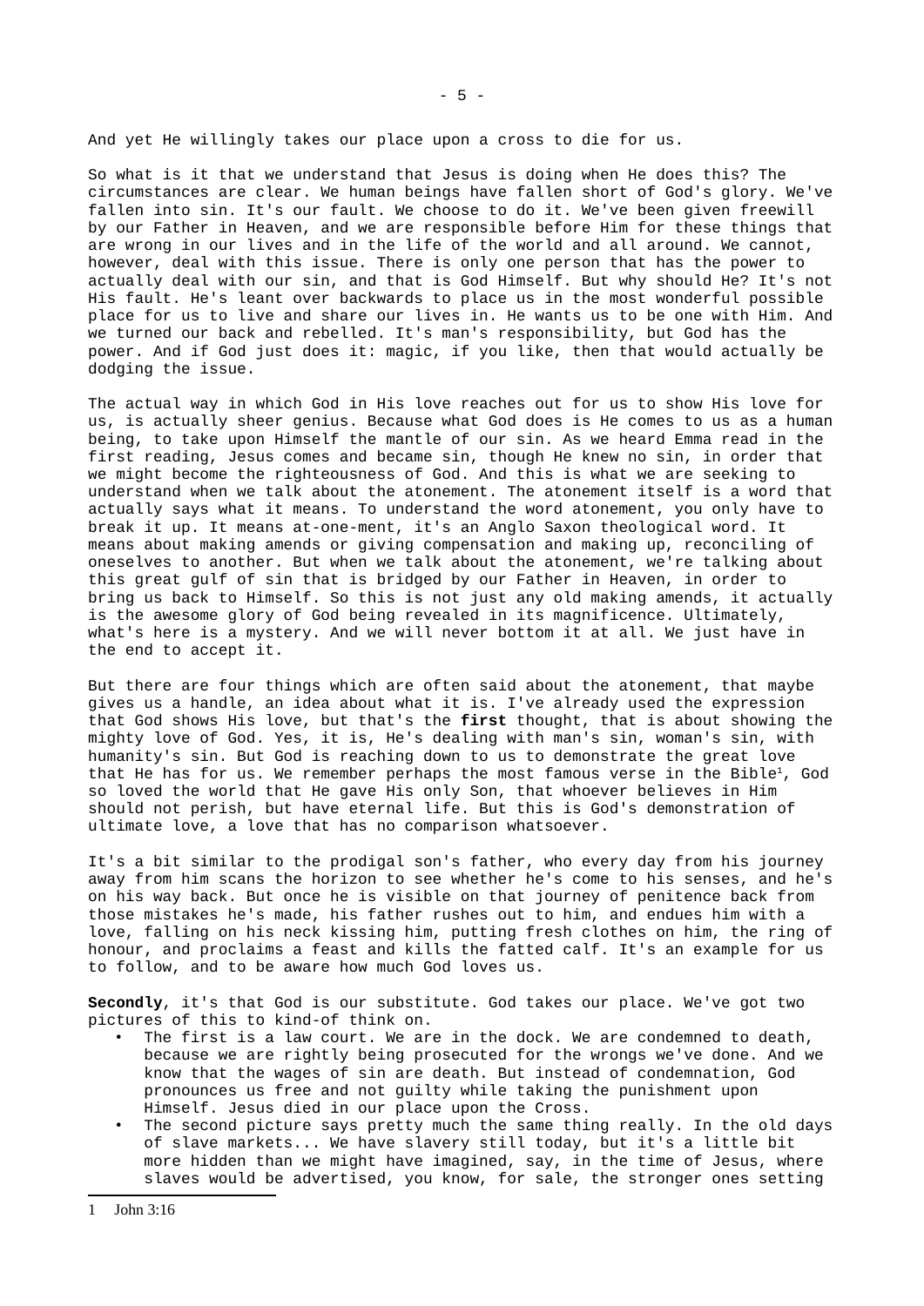And yet He willingly takes our place upon a cross to die for us.

So what is it that we understand that Jesus is doing when He does this? The circumstances are clear. We human beings have fallen short of God's glory. We've fallen into sin. It's our fault. We choose to do it. We've been given freewill by our Father in Heaven, and we are responsible before Him for these things that are wrong in our lives and in the life of the world and all around. We cannot, however, deal with this issue. There is only one person that has the power to actually deal with our sin, and that is God Himself. But why should He? It's not His fault. He's leant over backwards to place us in the most wonderful possible place for us to live and share our lives in. He wants us to be one with Him. And we turned our back and rebelled. It's man's responsibility, but God has the power. And if God just does it: magic, if you like, then that would actually be dodging the issue.

The actual way in which God in His love reaches out for us to show His love for us, is actually sheer genius. Because what God does is He comes to us as a human being, to take upon Himself the mantle of our sin. As we heard Emma read in the first reading, Jesus comes and became sin, though He knew no sin, in order that we might become the righteousness of God. And this is what we are seeking to understand when we talk about the atonement. The atonement itself is a word that actually says what it means. To understand the word atonement, you only have to break it up. It means at-one-ment, it's an Anglo Saxon theological word. It means about making amends or giving compensation and making up, reconciling of oneselves to another. But when we talk about the atonement, we're talking about this great gulf of sin that is bridged by our Father in Heaven, in order to bring us back to Himself. So this is not just any old making amends, it actually is the awesome glory of God being revealed in its magnificence. Ultimately, what's here is a mystery. And we will never bottom it at all. We just have in the end to accept it.

But there are four things which are often said about the atonement, that maybe gives us a handle, an idea about what it is. I've already used the expression that God shows His love, but that's the **first** thought, that is about showing the mighty love of God. Yes, it is, He's dealing with man's sin, woman's sin, with humanity's sin. But God is reaching down to us to demonstrate the great love that He has for us. We remember perhaps the most famous verse in the Bible[1], God so loved the world that He gave His only Son, that whoever believes in Him should not perish, but have eternal life. But this is God's demonstration of ultimate love, a love that has no comparison whatsoever.

It's a bit similar to the prodigal son's father, who every day from his journey away from him scans the horizon to see whether he's come to his senses, and he's on his way back. But once he is visible on that journey of penitence back from those mistakes he's made, his father rushes out to him, and endues him with a love, falling on his neck kissing him, putting fresh clothes on him, the ring of honour, and proclaims a feast and kills the fatted calf. It's an example for us to follow, and to be aware how much God loves us.

**Secondly**, it's that God is our substitute. God takes our place. We've got two pictures of this to kind-of think on.

- The first is a law court. We are in the dock. We are condemned to death, because we are rightly being prosecuted for the wrongs we've done. And we know that the wages of sin are death. But instead of condemnation, God pronounces us free and not guilty while taking the punishment upon Himself. Jesus died in our place upon the Cross.
- The second picture says pretty much the same thing really. In the old days of slave markets... We have slavery still today, but it's a little bit more hidden than we might have imagined, say, in the time of Jesus, where slaves would be advertised, you know, for sale, the stronger ones setting

---

1 John 3:16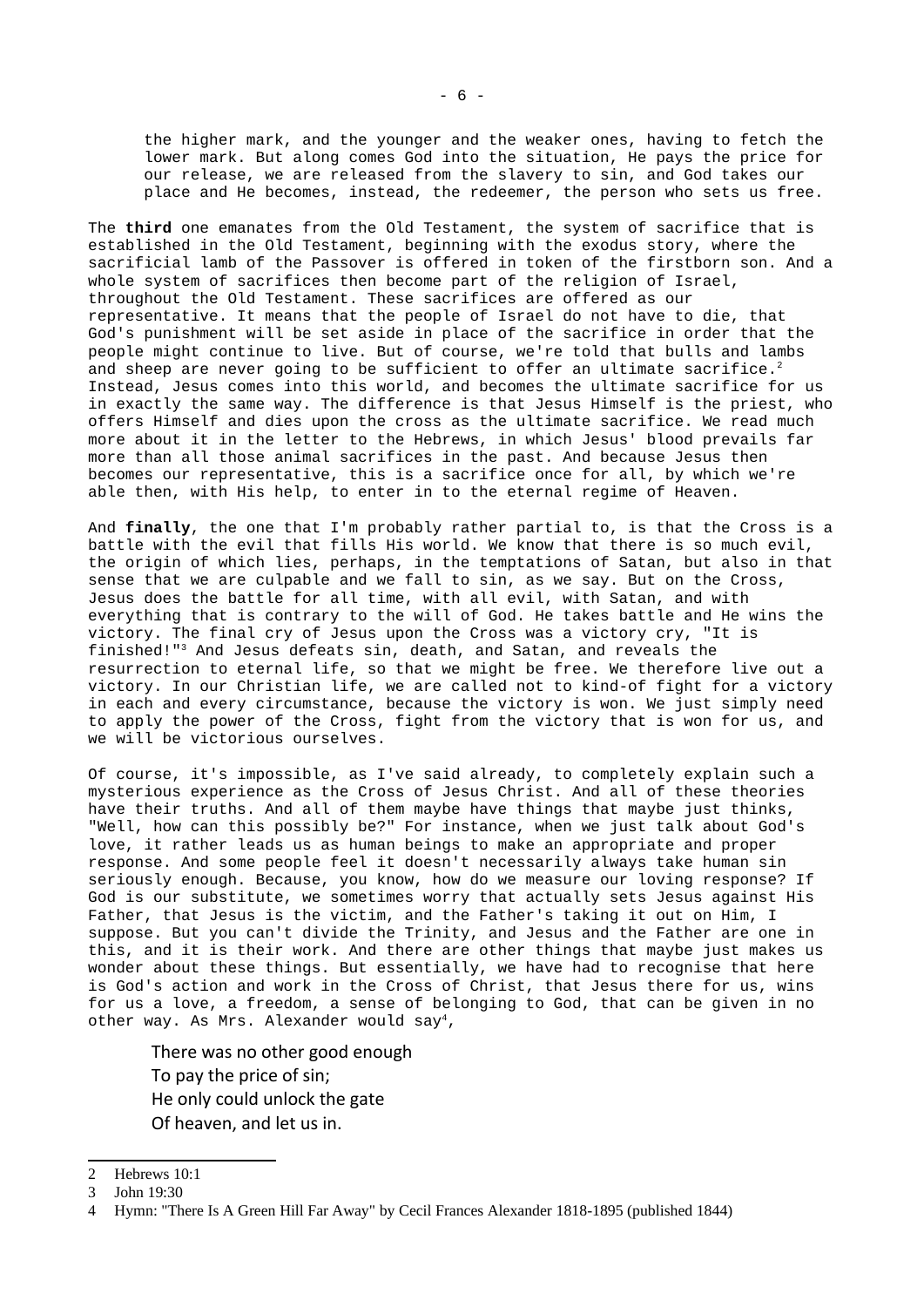> the higher mark, and the younger and the weaker ones, having to fetch the lower mark. But along comes God into the situation, He pays the price for our release, we are released from the slavery to sin, and God takes our place and He becomes, instead, the redeemer, the person who sets us free.

The **third** one emanates from the Old Testament, the system of sacrifice that is established in the Old Testament, beginning with the exodus story, where the sacrificial lamb of the Passover is offered in token of the firstborn son. And a whole system of sacrifices then become part of the religion of Israel, throughout the Old Testament. These sacrifices are offered as our representative. It means that the people of Israel do not have to die, that God's punishment will be set aside in place of the sacrifice in order that the people might continue to live. But of course, we're told that bulls and lambs and sheep are never going to be sufficient to offer an ultimate sacrifice.[2] Instead, Jesus comes into this world, and becomes the ultimate sacrifice for us in exactly the same way. The difference is that Jesus Himself is the priest, who offers Himself and dies upon the cross as the ultimate sacrifice. We read much more about it in the letter to the Hebrews, in which Jesus' blood prevails far more than all those animal sacrifices in the past. And because Jesus then becomes our representative, this is a sacrifice once for all, by which we're able then, with His help, to enter in to the eternal regime of Heaven.

And **finally**, the one that I'm probably rather partial to, is that the Cross is a battle with the evil that fills His world. We know that there is so much evil, the origin of which lies, perhaps, in the temptations of Satan, but also in that sense that we are culpable and we fall to sin, as we say. But on the Cross, Jesus does the battle for all time, with all evil, with Satan, and with everything that is contrary to the will of God. He takes battle and He wins the victory. The final cry of Jesus upon the Cross was a victory cry, "It is finished!"[3] And Jesus defeats sin, death, and Satan, and reveals the resurrection to eternal life, so that we might be free. We therefore live out a victory. In our Christian life, we are called not to kind-of fight for a victory in each and every circumstance, because the victory is won. We just simply need to apply the power of the Cross, fight from the victory that is won for us, and we will be victorious ourselves.

Of course, it's impossible, as I've said already, to completely explain such a mysterious experience as the Cross of Jesus Christ. And all of these theories have their truths. And all of them maybe have things that maybe just thinks, "Well, how can this possibly be?" For instance, when we just talk about God's love, it rather leads us as human beings to make an appropriate and proper response. And some people feel it doesn't necessarily always take human sin seriously enough. Because, you know, how do we measure our loving response? If God is our substitute, we sometimes worry that actually sets Jesus against His Father, that Jesus is the victim, and the Father's taking it out on Him, I suppose. But you can't divide the Trinity, and Jesus and the Father are one in this, and it is their work. And there are other things that maybe just makes us wonder about these things. But essentially, we have had to recognise that here is God's action and work in the Cross of Christ, that Jesus there for us, wins for us a love, a freedom, a sense of belonging to God, that can be given in no other way. As Mrs. Alexander would say[4],

> There was no other good enough
> To pay the price of sin;
> He only could unlock the gate
> Of heaven, and let us in.

---

2 Hebrews 10:1
3 John 19:30
4 Hymn: "There Is A Green Hill Far Away" by Cecil Frances Alexander 1818-1895 (published 1844)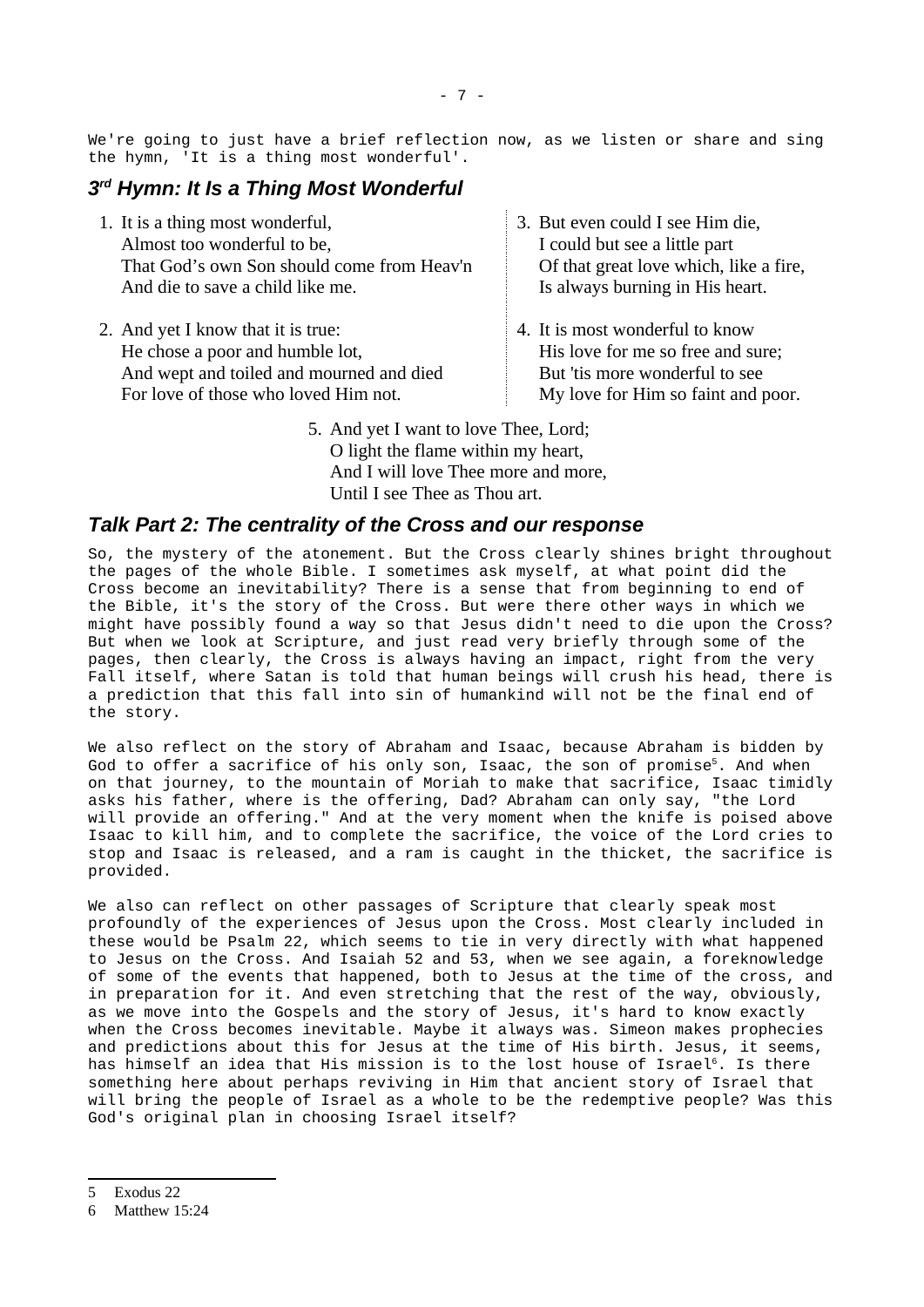We're going to just have a brief reflection now, as we listen or share and sing the hymn, 'It is a thing most wonderful'.

## *3rd Hymn: It Is a Thing Most Wonderful*

1. It is a thing most wonderful,  
   Almost too wonderful to be,  
   That God's own Son should come from Heav'n  
   And die to save a child like me.

2. And yet I know that it is true:  
   He chose a poor and humble lot,  
   And wept and toiled and mourned and died  
   For love of those who loved Him not.

3. But even could I see Him die,  
   I could but see a little part  
   Of that great love which, like a fire,  
   Is always burning in His heart.

4. It is most wonderful to know  
   His love for me so free and sure;  
   But 'tis more wonderful to see  
   My love for Him so faint and poor.

5. And yet I want to love Thee, Lord;  
   O light the flame within my heart,  
   And I will love Thee more and more,  
   Until I see Thee as Thou art.

## *Talk Part 2: The centrality of the Cross and our response*

So, the mystery of the atonement. But the Cross clearly shines bright throughout the pages of the whole Bible. I sometimes ask myself, at what point did the Cross become an inevitability? There is a sense that from beginning to end of the Bible, it's the story of the Cross. But were there other ways in which we might have possibly found a way so that Jesus didn't need to die upon the Cross? But when we look at Scripture, and just read very briefly through some of the pages, then clearly, the Cross is always having an impact, right from the very Fall itself, where Satan is told that human beings will crush his head, there is a prediction that this fall into sin of humankind will not be the final end of the story.

We also reflect on the story of Abraham and Isaac, because Abraham is bidden by God to offer a sacrifice of his only son, Isaac, the son of promise[5]. And when on that journey, to the mountain of Moriah to make that sacrifice, Isaac timidly asks his father, where is the offering, Dad? Abraham can only say, "the Lord will provide an offering." And at the very moment when the knife is poised above Isaac to kill him, and to complete the sacrifice, the voice of the Lord cries to stop and Isaac is released, and a ram is caught in the thicket, the sacrifice is provided.

We also can reflect on other passages of Scripture that clearly speak most profoundly of the experiences of Jesus upon the Cross. Most clearly included in these would be Psalm 22, which seems to tie in very directly with what happened to Jesus on the Cross. And Isaiah 52 and 53, when we see again, a foreknowledge of some of the events that happened, both to Jesus at the time of the cross, and in preparation for it. And even stretching that the rest of the way, obviously, as we move into the Gospels and the story of Jesus, it's hard to know exactly when the Cross becomes inevitable. Maybe it always was. Simeon makes prophecies and predictions about this for Jesus at the time of His birth. Jesus, it seems, has himself an idea that His mission is to the lost house of Israel[6]. Is there something here about perhaps reviving in Him that ancient story of Israel that will bring the people of Israel as a whole to be the redemptive people? Was this God's original plan in choosing Israel itself?

---

5 Exodus 22

6 Matthew 15:24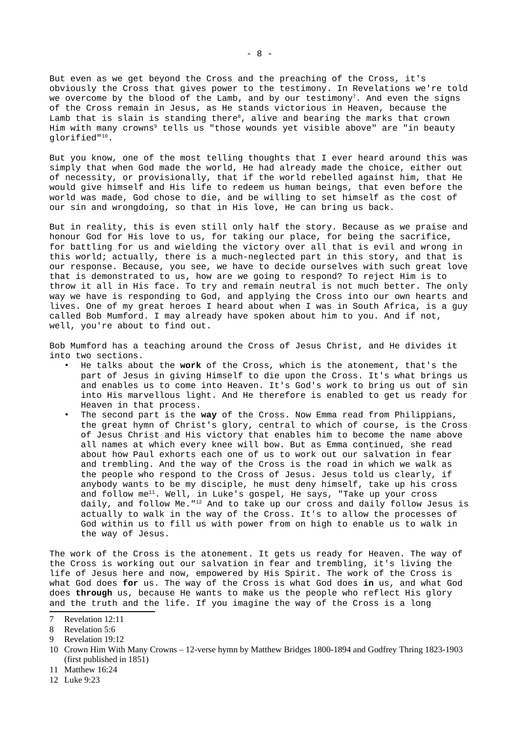But even as we get beyond the Cross and the preaching of the Cross, it's obviously the Cross that gives power to the testimony. In Revelations we're told we overcome by the blood of the Lamb, and by our testimony[7]. And even the signs of the Cross remain in Jesus, as He stands victorious in Heaven, because the Lamb that is slain is standing there[8], alive and bearing the marks that crown Him with many crowns[9] tells us "those wounds yet visible above" are "in beauty glorified"[10].

But you know, one of the most telling thoughts that I ever heard around this was simply that when God made the world, He had already made the choice, either out of necessity, or provisionally, that if the world rebelled against him, that He would give himself and His life to redeem us human beings, that even before the world was made, God chose to die, and be willing to set himself as the cost of our sin and wrongdoing, so that in His love, He can bring us back.

But in reality, this is even still only half the story. Because as we praise and honour God for His love to us, for taking our place, for being the sacrifice, for battling for us and wielding the victory over all that is evil and wrong in this world; actually, there is a much-neglected part in this story, and that is our response. Because, you see, we have to decide ourselves with such great love that is demonstrated to us, how are we going to respond? To reject Him is to throw it all in His face. To try and remain neutral is not much better. The only way we have is responding to God, and applying the Cross into our own hearts and lives. One of my great heroes I heard about when I was in South Africa, is a guy called Bob Mumford. I may already have spoken about him to you. And if not, well, you're about to find out.

Bob Mumford has a teaching around the Cross of Jesus Christ, and He divides it into two sections.

- He talks about the **work** of the Cross, which is the atonement, that's the part of Jesus in giving Himself to die upon the Cross. It's what brings us and enables us to come into Heaven. It's God's work to bring us out of sin into His marvellous light. And He therefore is enabled to get us ready for Heaven in that process.
- The second part is the **way** of the Cross. Now Emma read from Philippians, the great hymn of Christ's glory, central to which of course, is the Cross of Jesus Christ and His victory that enables him to become the name above all names at which every knee will bow. But as Emma continued, she read about how Paul exhorts each one of us to work out our salvation in fear and trembling. And the way of the Cross is the road in which we walk as the people who respond to the Cross of Jesus. Jesus told us clearly, if anybody wants to be my disciple, he must deny himself, take up his cross and follow me[11]. Well, in Luke's gospel, He says, "Take up your cross daily, and follow Me."[12] And to take up our cross and daily follow Jesus is actually to walk in the way of the Cross. It's to allow the processes of God within us to fill us with power from on high to enable us to walk in the way of Jesus.

The work of the Cross is the atonement. It gets us ready for Heaven. The way of the Cross is working out our salvation in fear and trembling, it's living the life of Jesus here and now, empowered by His Spirit. The work of the Cross is what God does **for** us. The way of the Cross is what God does **in** us, and what God does **through** us, because He wants to make us the people who reflect His glory and the truth and the life. If you imagine the way of the Cross is a long

---

7 Revelation 12:11

8 Revelation 5:6

9 Revelation 19:12

10 Crown Him With Many Crowns – 12-verse hymn by Matthew Bridges 1800-1894 and Godfrey Thring 1823-1903 (first published in 1851)

11 Matthew 16:24

12 Luke 9:23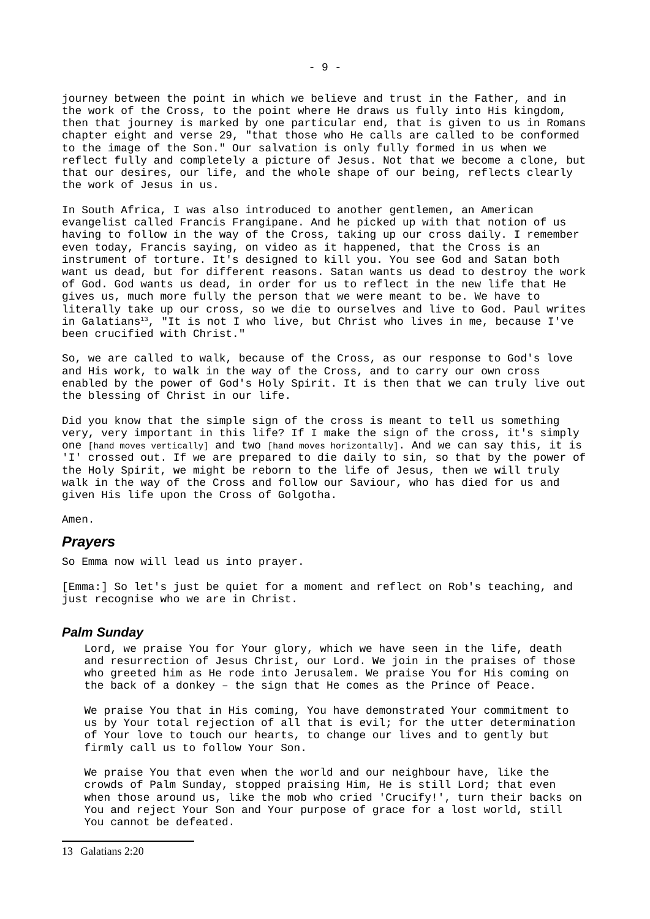journey between the point in which we believe and trust in the Father, and in the work of the Cross, to the point where He draws us fully into His kingdom, then that journey is marked by one particular end, that is given to us in Romans chapter eight and verse 29, "that those who He calls are called to be conformed to the image of the Son." Our salvation is only fully formed in us when we reflect fully and completely a picture of Jesus. Not that we become a clone, but that our desires, our life, and the whole shape of our being, reflects clearly the work of Jesus in us.

In South Africa, I was also introduced to another gentlemen, an American evangelist called Francis Frangipane. And he picked up with that notion of us having to follow in the way of the Cross, taking up our cross daily. I remember even today, Francis saying, on video as it happened, that the Cross is an instrument of torture. It's designed to kill you. You see God and Satan both want us dead, but for different reasons. Satan wants us dead to destroy the work of God. God wants us dead, in order for us to reflect in the new life that He gives us, much more fully the person that we were meant to be. We have to literally take up our cross, so we die to ourselves and live to God. Paul writes in Galatians[13], "It is not I who live, but Christ who lives in me, because I've been crucified with Christ."

So, we are called to walk, because of the Cross, as our response to God's love and His work, to walk in the way of the Cross, and to carry our own cross enabled by the power of God's Holy Spirit. It is then that we can truly live out the blessing of Christ in our life.

Did you know that the simple sign of the cross is meant to tell us something very, very important in this life? If I make the sign of the cross, it's simply one [hand moves vertically] and two [hand moves horizontally]. And we can say this, it is 'I' crossed out. If we are prepared to die daily to sin, so that by the power of the Holy Spirit, we might be reborn to the life of Jesus, then we will truly walk in the way of the Cross and follow our Saviour, who has died for us and given His life upon the Cross of Golgotha.

Amen.

## *Prayers*

So Emma now will lead us into prayer.

[Emma:] So let's just be quiet for a moment and reflect on Rob's teaching, and just recognise who we are in Christ.

### *Palm Sunday*

Lord, we praise You for Your glory, which we have seen in the life, death and resurrection of Jesus Christ, our Lord. We join in the praises of those who greeted him as He rode into Jerusalem. We praise You for His coming on the back of a donkey – the sign that He comes as the Prince of Peace.

We praise You that in His coming, You have demonstrated Your commitment to us by Your total rejection of all that is evil; for the utter determination of Your love to touch our hearts, to change our lives and to gently but firmly call us to follow Your Son.

We praise You that even when the world and our neighbour have, like the crowds of Palm Sunday, stopped praising Him, He is still Lord; that even when those around us, like the mob who cried 'Crucify!', turn their backs on You and reject Your Son and Your purpose of grace for a lost world, still You cannot be defeated.

---

13 Galatians 2:20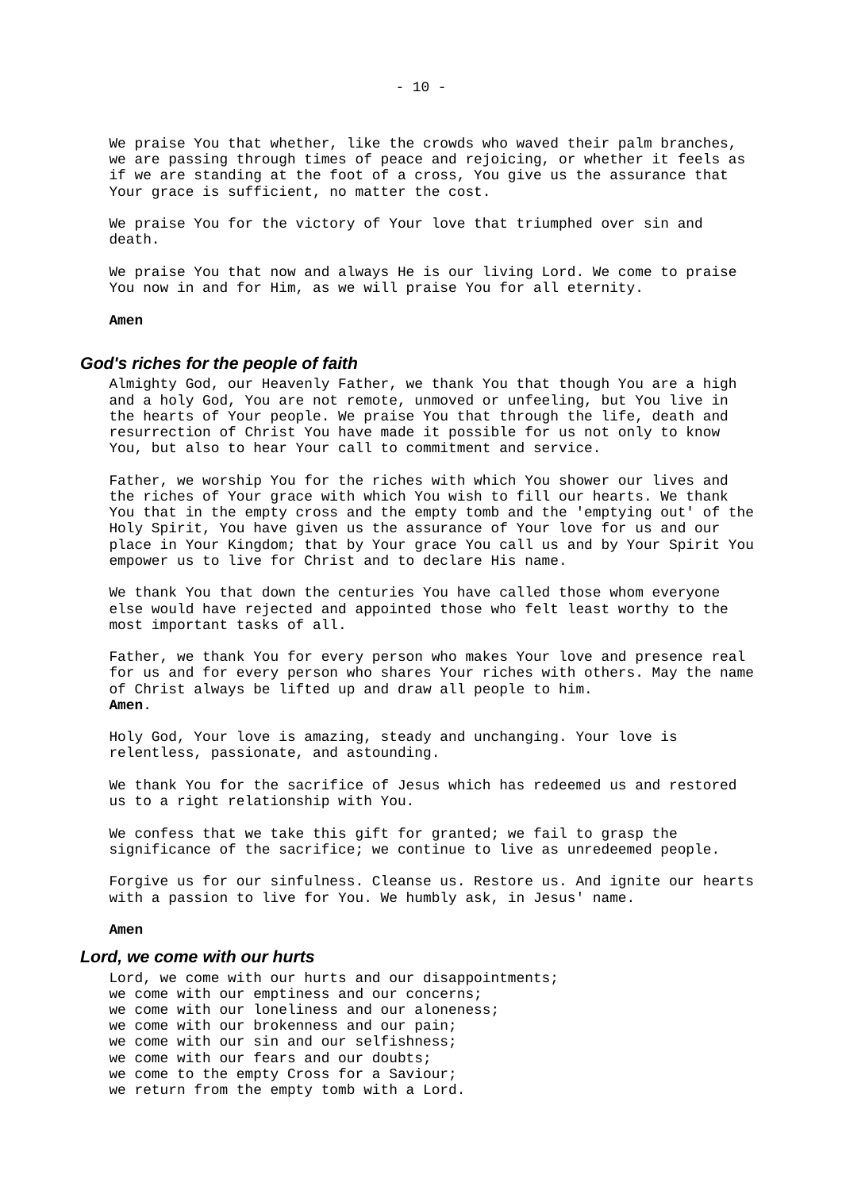We praise You that whether, like the crowds who waved their palm branches, we are passing through times of peace and rejoicing, or whether it feels as if we are standing at the foot of a cross, You give us the assurance that Your grace is sufficient, no matter the cost.

We praise You for the victory of Your love that triumphed over sin and death.

We praise You that now and always He is our living Lord. We come to praise You now in and for Him, as we will praise You for all eternity.

**Amen**

### *God's riches for the people of faith*

Almighty God, our Heavenly Father, we thank You that though You are a high and a holy God, You are not remote, unmoved or unfeeling, but You live in the hearts of Your people. We praise You that through the life, death and resurrection of Christ You have made it possible for us not only to know You, but also to hear Your call to commitment and service.

Father, we worship You for the riches with which You shower our lives and the riches of Your grace with which You wish to fill our hearts. We thank You that in the empty cross and the empty tomb and the 'emptying out' of the Holy Spirit, You have given us the assurance of Your love for us and our place in Your Kingdom; that by Your grace You call us and by Your Spirit You empower us to live for Christ and to declare His name.

We thank You that down the centuries You have called those whom everyone else would have rejected and appointed those who felt least worthy to the most important tasks of all.

Father, we thank You for every person who makes Your love and presence real for us and for every person who shares Your riches with others. May the name of Christ always be lifted up and draw all people to him.
**Amen**.

Holy God, Your love is amazing, steady and unchanging. Your love is relentless, passionate, and astounding.

We thank You for the sacrifice of Jesus which has redeemed us and restored us to a right relationship with You.

We confess that we take this gift for granted; we fail to grasp the significance of the sacrifice; we continue to live as unredeemed people.

Forgive us for our sinfulness. Cleanse us. Restore us. And ignite our hearts with a passion to live for You. We humbly ask, in Jesus' name.

**Amen**

### *Lord, we come with our hurts*

Lord, we come with our hurts and our disappointments;
we come with our emptiness and our concerns;
we come with our loneliness and our aloneness;
we come with our brokenness and our pain;
we come with our sin and our selfishness;
we come with our fears and our doubts;
we come to the empty Cross for a Saviour;
we return from the empty tomb with a Lord.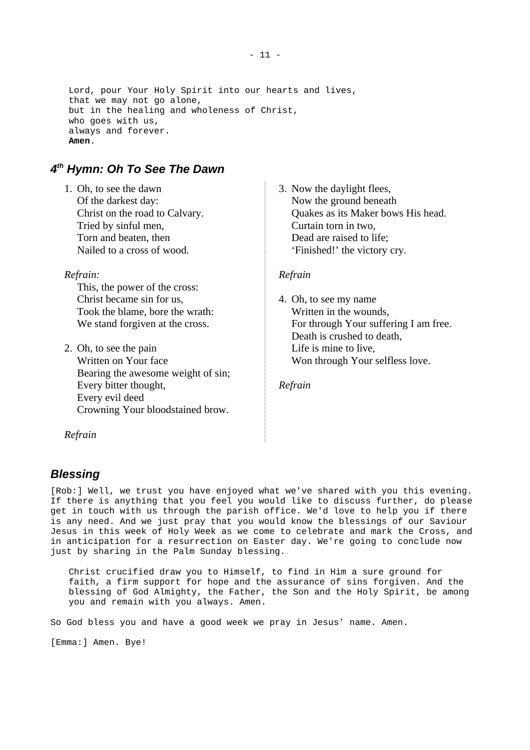Lord, pour Your Holy Spirit into our hearts and lives,
that we may not go alone,
but in the healing and wholeness of Christ,
who goes with us,
always and forever.
**Amen**.

## 4th Hymn: Oh To See The Dawn

1. Oh, to see the dawn
 Of the darkest day:
 Christ on the road to Calvary.
 Tried by sinful men,
 Torn and beaten, then
 Nailed to a cross of wood.

*Refrain:*
 This, the power of the cross:
 Christ became sin for us,
 Took the blame, bore the wrath:
 We stand forgiven at the cross.

2. Oh, to see the pain
 Written on Your face
 Bearing the awesome weight of sin;
 Every bitter thought,
 Every evil deed
 Crowning Your bloodstained brow.

*Refrain*

3. Now the daylight flees,
 Now the ground beneath
 Quakes as its Maker bows His head.
 Curtain torn in two,
 Dead are raised to life;
 'Finished!' the victory cry.

*Refrain*

4. Oh, to see my name
 Written in the wounds,
 For through Your suffering I am free.
 Death is crushed to death,
 Life is mine to live,
 Won through Your selfless love.

*Refrain*

## Blessing

[Rob:] Well, we trust you have enjoyed what we've shared with you this evening. If there is anything that you feel you would like to discuss further, do please get in touch with us through the parish office. We'd love to help you if there is any need. And we just pray that you would know the blessings of our Saviour Jesus in this week of Holy Week as we come to celebrate and mark the Cross, and in anticipation for a resurrection on Easter day. We're going to conclude now just by sharing in the Palm Sunday blessing.

Christ crucified draw you to Himself, to find in Him a sure ground for faith, a firm support for hope and the assurance of sins forgiven. And the blessing of God Almighty, the Father, the Son and the Holy Spirit, be among you and remain with you always. Amen.

So God bless you and have a good week we pray in Jesus' name. Amen.

[Emma:] Amen. Bye!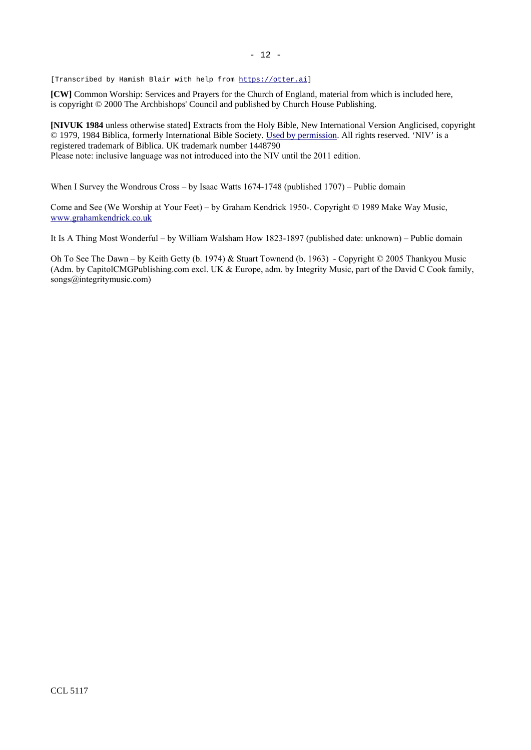[Transcribed by Hamish Blair with help from https://otter.ai]

**[CW]** Common Worship: Services and Prayers for the Church of England, material from which is included here, is copyright © 2000 The Archbishops' Council and published by Church House Publishing.

**[NIVUK 1984** unless otherwise stated**]** Extracts from the Holy Bible, New International Version Anglicised, copyright © 1979, 1984 Biblica, formerly International Bible Society. Used by permission. All rights reserved. 'NIV' is a registered trademark of Biblica. UK trademark number 1448790
Please note: inclusive language was not introduced into the NIV until the 2011 edition.

When I Survey the Wondrous Cross – by Isaac Watts 1674-1748 (published 1707) – Public domain

Come and See (We Worship at Your Feet) – by Graham Kendrick 1950-. Copyright © 1989 Make Way Music, www.grahamkendrick.co.uk

It Is A Thing Most Wonderful – by William Walsham How 1823-1897 (published date: unknown) – Public domain

Oh To See The Dawn – by Keith Getty (b. 1974) & Stuart Townend (b. 1963) - Copyright © 2005 Thankyou Music (Adm. by CapitolCMGPublishing.com excl. UK & Europe, adm. by Integrity Music, part of the David C Cook family, songs@integritymusic.com)

CCL 5117